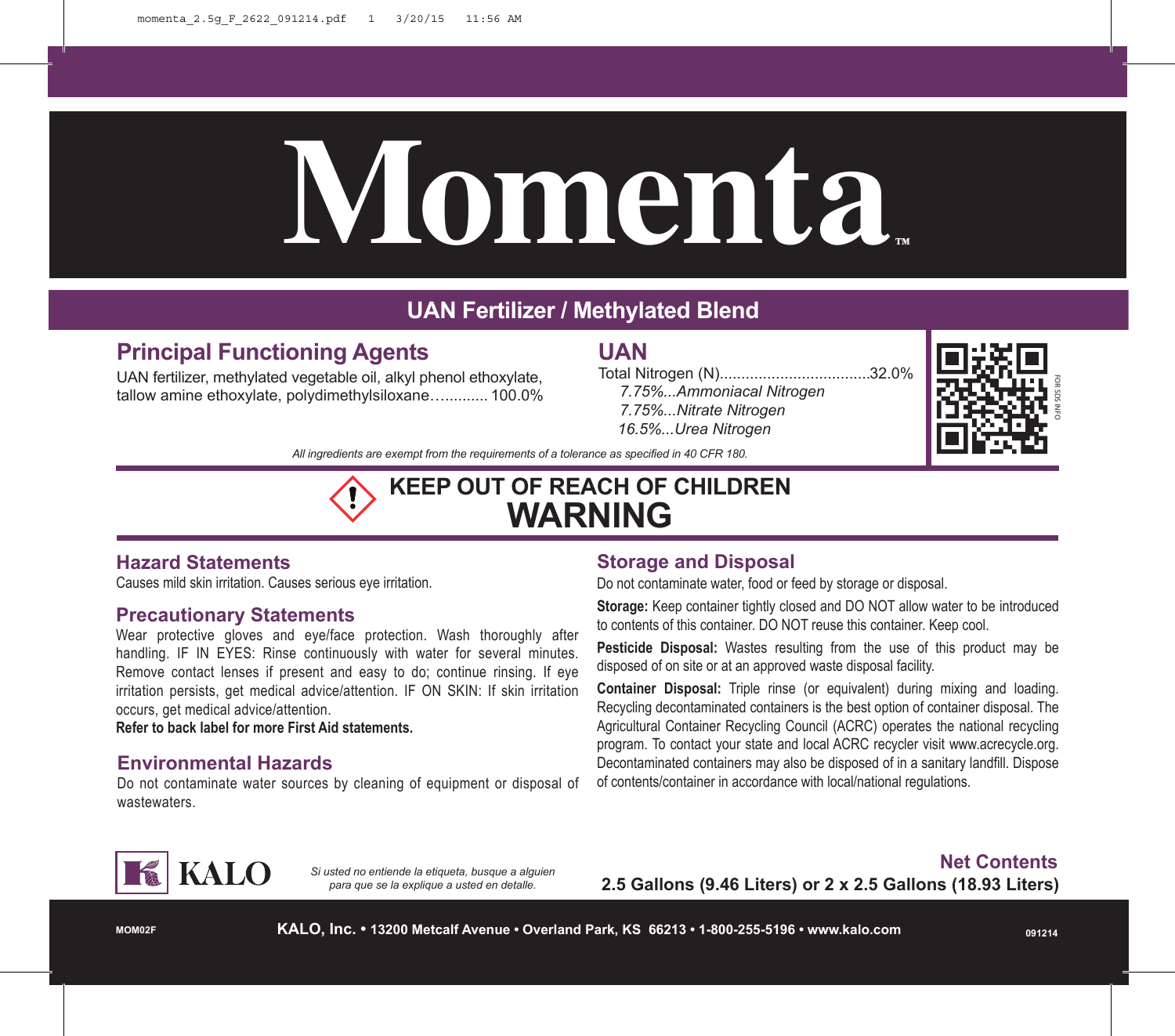# Momenta™

## UAN Fertilizer / Methylated Blend

## Principal Functioning Agents

UAN fertilizer, methylated vegetable oil, alkyl phenol ethoxylate, tallow amine ethoxylate, polydimethylsiloxane............ 100.0%

## UAN

Total Nitrogen (N)..................................32.0%

*7.75%...Ammoniacal Nitrogen*

*7.75%...Nitrate Nitrogen*

*16.5%...Urea Nitrogen*

FOR SDS INFO

*All ingredients are exempt from the requirements of a tolerance as specified in 40 CFR 180.*

**KEEP OUT OF REACH OF CHILDREN**

# WARNING

### Hazard Statements

Causes mild skin irritation. Causes serious eye irritation.

### Precautionary Statements

Wear protective gloves and eye/face protection. Wash thoroughly after handling. IF IN EYES: Rinse continuously with water for several minutes. Remove contact lenses if present and easy to do; continue rinsing. If eye irritation persists, get medical advice/attention. IF ON SKIN: If skin irritation occurs, get medical advice/attention.

**Refer to back label for more First Aid statements.**

### Environmental Hazards

Do not contaminate water sources by cleaning of equipment or disposal of wastewaters.

### Storage and Disposal

Do not contaminate water, food or feed by storage or disposal.

**Storage:** Keep container tightly closed and DO NOT allow water to be introduced to contents of this container. DO NOT reuse this container. Keep cool.

**Pesticide Disposal:** Wastes resulting from the use of this product may be disposed of on site or at an approved waste disposal facility.

**Container Disposal:** Triple rinse (or equivalent) during mixing and loading. Recycling decontaminated containers is the best option of container disposal. The Agricultural Container Recycling Council (ACRC) operates the national recycling program. To contact your state and local ACRC recycler visit www.acrecycle.org. Decontaminated containers may also be disposed of in a sanitary landfill. Dispose of contents/container in accordance with local/national regulations.

KALO

*Si usted no entiende la etiqueta, busque a alguien para que se la explique a usted en detalle.*

**Net Contents**

**2.5 Gallons (9.46 Liters) or 2 x 2.5 Gallons (18.93 Liters)**

MOM02F

**KALO, Inc. • 13200 Metcalf Avenue • Overland Park, KS 66213 • 1-800-255-5196 • www.kalo.com**

091214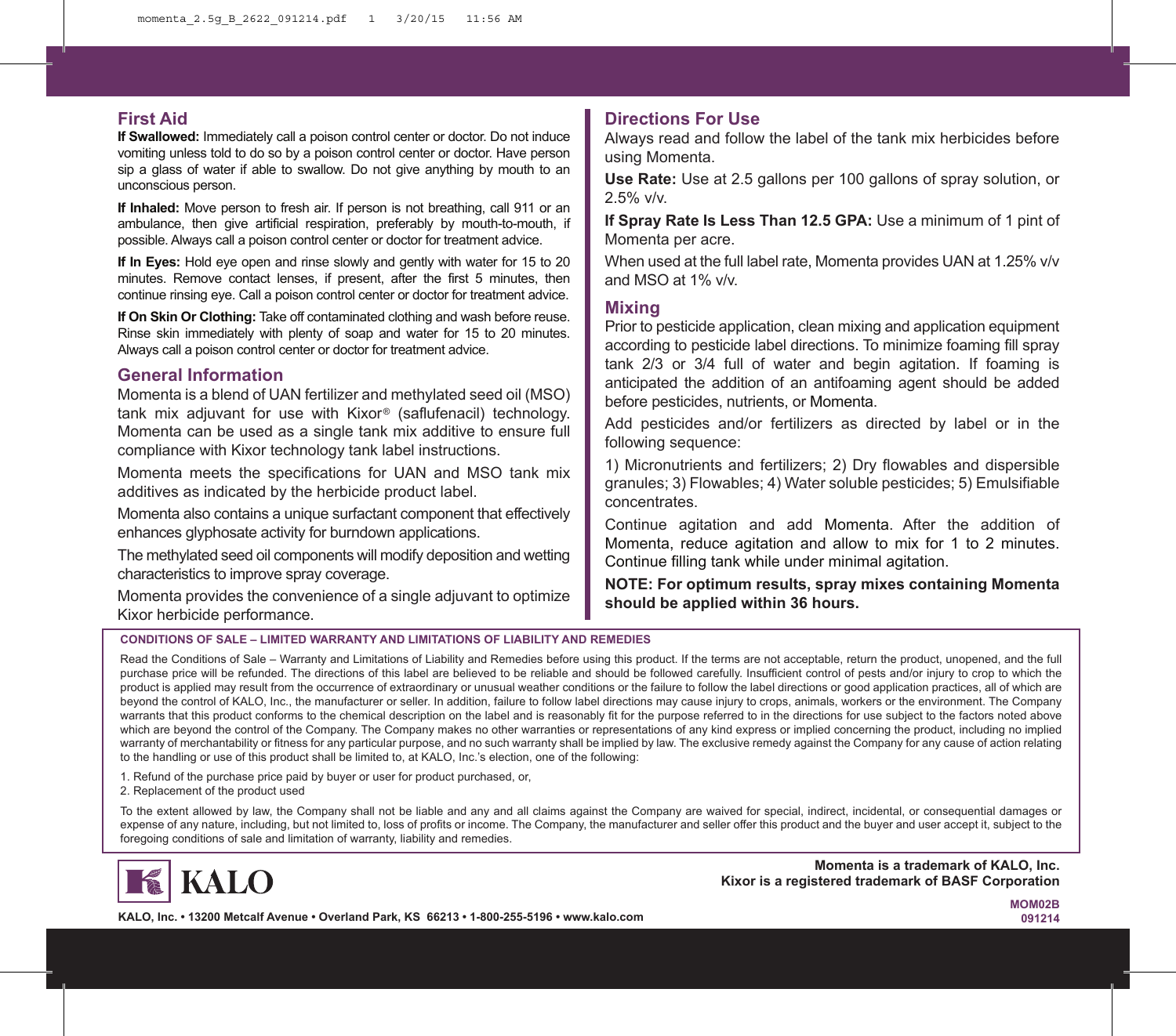## First Aid

**If Swallowed:** Immediately call a poison control center or doctor. Do not induce vomiting unless told to do so by a poison control center or doctor. Have person sip a glass of water if able to swallow. Do not give anything by mouth to an unconscious person.

**If Inhaled:** Move person to fresh air. If person is not breathing, call 911 or an ambulance, then give artificial respiration, preferably by mouth-to-mouth, if possible. Always call a poison control center or doctor for treatment advice.

**If In Eyes:** Hold eye open and rinse slowly and gently with water for 15 to 20 minutes. Remove contact lenses, if present, after the first 5 minutes, then continue rinsing eye. Call a poison control center or doctor for treatment advice.

**If On Skin Or Clothing:** Take off contaminated clothing and wash before reuse. Rinse skin immediately with plenty of soap and water for 15 to 20 minutes. Always call a poison control center or doctor for treatment advice.

## General Information

Momenta is a blend of UAN fertilizer and methylated seed oil (MSO) tank mix adjuvant for use with Kixor® (saflufenacil) technology. Momenta can be used as a single tank mix additive to ensure full compliance with Kixor technology tank label instructions.

Momenta meets the specifications for UAN and MSO tank mix additives as indicated by the herbicide product label.

Momenta also contains a unique surfactant component that effectively enhances glyphosate activity for burndown applications.

The methylated seed oil components will modify deposition and wetting characteristics to improve spray coverage.

Momenta provides the convenience of a single adjuvant to optimize Kixor herbicide performance.

## Directions For Use

Always read and follow the label of the tank mix herbicides before using Momenta.

**Use Rate:** Use at 2.5 gallons per 100 gallons of spray solution, or 2.5% v/v.

**If Spray Rate Is Less Than 12.5 GPA:** Use a minimum of 1 pint of Momenta per acre.

When used at the full label rate, Momenta provides UAN at 1.25% v/v and MSO at 1% v/v.

## Mixing

Prior to pesticide application, clean mixing and application equipment according to pesticide label directions. To minimize foaming fill spray tank 2/3 or 3/4 full of water and begin agitation. If foaming is anticipated the addition of an antifoaming agent should be added before pesticides, nutrients, or Momenta.

Add pesticides and/or fertilizers as directed by label or in the following sequence:

1) Micronutrients and fertilizers; 2) Dry flowables and dispersible granules; 3) Flowables; 4) Water soluble pesticides; 5) Emulsifiable concentrates.

Continue agitation and add Momenta. After the addition of Momenta, reduce agitation and allow to mix for 1 to 2 minutes. Continue filling tank while under minimal agitation.

**NOTE: For optimum results, spray mixes containing Momenta should be applied within 36 hours.**

### CONDITIONS OF SALE – LIMITED WARRANTY AND LIMITATIONS OF LIABILITY AND REMEDIES

Read the Conditions of Sale – Warranty and Limitations of Liability and Remedies before using this product. If the terms are not acceptable, return the product, unopened, and the full purchase price will be refunded. The directions of this label are believed to be reliable and should be followed carefully. Insufficient control of pests and/or injury to crop to which the product is applied may result from the occurrence of extraordinary or unusual weather conditions or the failure to follow the label directions or good application practices, all of which are beyond the control of KALO, Inc., the manufacturer or seller. In addition, failure to follow label directions may cause injury to crops, animals, workers or the environment. The Company warrants that this product conforms to the chemical description on the label and is reasonably fit for the purpose referred to in the directions for use subject to the factors noted above which are beyond the control of the Company. The Company makes no other warranties or representations of any kind express or implied concerning the product, including no implied warranty of merchantability or fitness for any particular purpose, and no such warranty shall be implied by law. The exclusive remedy against the Company for any cause of action relating to the handling or use of this product shall be limited to, at KALO, Inc.'s election, one of the following:

1. Refund of the purchase price paid by buyer or user for product purchased, or,
2. Replacement of the product used

To the extent allowed by law, the Company shall not be liable and any and all claims against the Company are waived for special, indirect, incidental, or consequential damages or expense of any nature, including, but not limited to, loss of profits or income. The Company, the manufacturer and seller offer this product and the buyer and user accept it, subject to the foregoing conditions of sale and limitation of warranty, liability and remedies.

KALO

**Momenta is a trademark of KALO, Inc.**
**Kixor is a registered trademark of BASF Corporation**

**KALO, Inc. • 13200 Metcalf Avenue • Overland Park, KS 66213 • 1-800-255-5196 • www.kalo.com**

**MOM02B**
**091214**